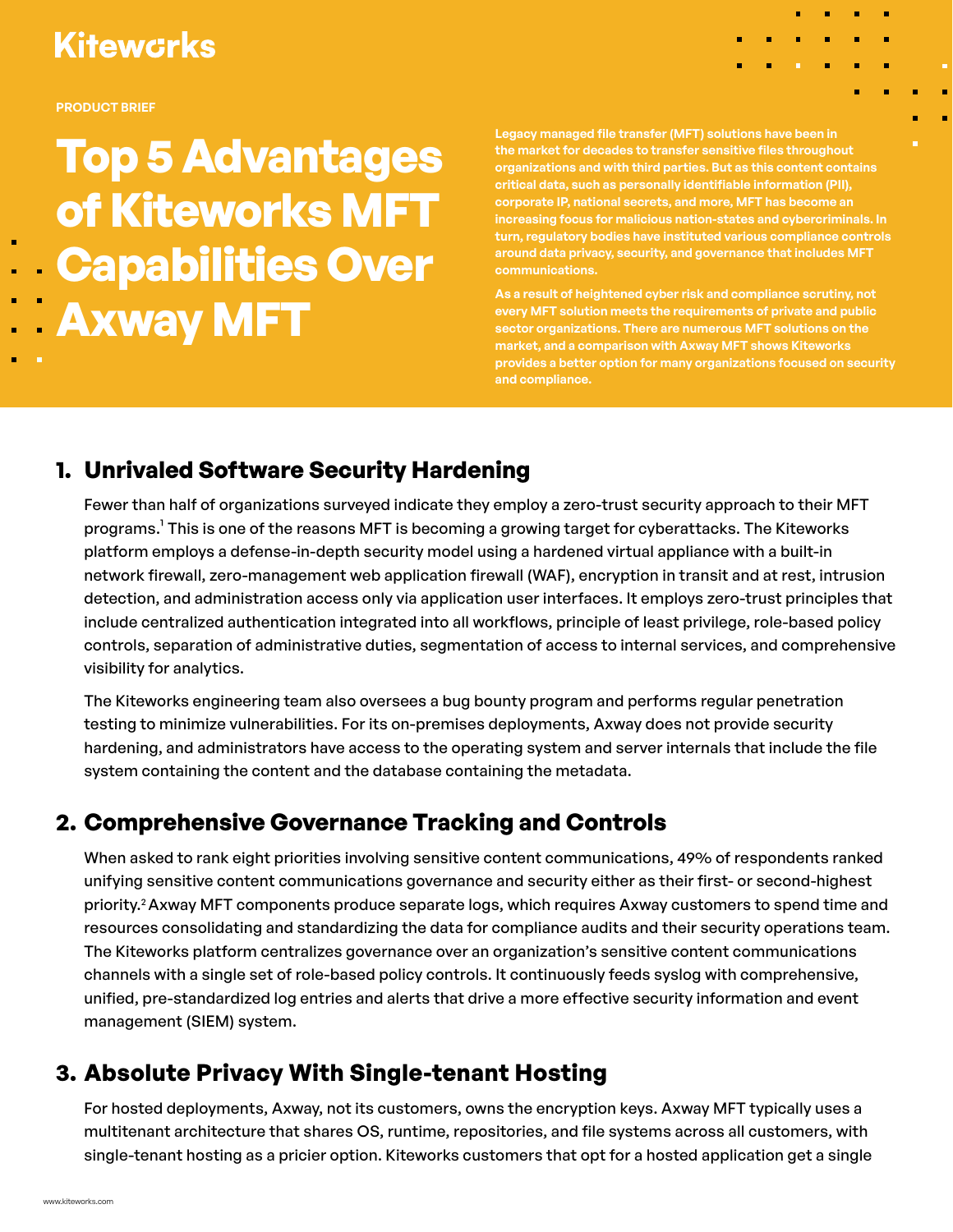Kiteworks

PRODUCT BRIEF

# Top 5 Advantages of Kiteworks MFT Capabilities Over Axway MFT

**Legacy managed file transfer (MFT) solutions have been in the market for decades to transfer sensitive files throughout organizations and with third parties. But as this content contains critical data, such as personally identifiable information (PII), corporate IP, national secrets, and more, MFT has become an increasing focus for malicious nation-states and cybercriminals. In turn, regulatory bodies have instituted various compliance controls around data privacy, security, and governance that includes MFT communications.**

**As a result of heightened cyber risk and compliance scrutiny, not every MFT solution meets the requirements of private and public sector organizations. There are numerous MFT solutions on the market, and a comparison with Axway MFT shows Kiteworks provides a better option for many organizations focused on security and compliance.**

## 1. Unrivaled Software Security Hardening

Fewer than half of organizations surveyed indicate they employ a zero-trust security approach to their MFT programs.[1] This is one of the reasons MFT is becoming a growing target for cyberattacks. The Kiteworks platform employs a defense-in-depth security model using a hardened virtual appliance with a built-in network firewall, zero-management web application firewall (WAF), encryption in transit and at rest, intrusion detection, and administration access only via application user interfaces. It employs zero-trust principles that include centralized authentication integrated into all workflows, principle of least privilege, role-based policy controls, separation of administrative duties, segmentation of access to internal services, and comprehensive visibility for analytics.

The Kiteworks engineering team also oversees a bug bounty program and performs regular penetration testing to minimize vulnerabilities. For its on-premises deployments, Axway does not provide security hardening, and administrators have access to the operating system and server internals that include the file system containing the content and the database containing the metadata.

## 2. Comprehensive Governance Tracking and Controls

When asked to rank eight priorities involving sensitive content communications, 49% of respondents ranked unifying sensitive content communications governance and security either as their first- or second-highest priority.[2] Axway MFT components produce separate logs, which requires Axway customers to spend time and resources consolidating and standardizing the data for compliance audits and their security operations team. The Kiteworks platform centralizes governance over an organization's sensitive content communications channels with a single set of role-based policy controls. It continuously feeds syslog with comprehensive, unified, pre-standardized log entries and alerts that drive a more effective security information and event management (SIEM) system.

## 3. Absolute Privacy With Single-tenant Hosting

For hosted deployments, Axway, not its customers, owns the encryption keys. Axway MFT typically uses a multitenant architecture that shares OS, runtime, repositories, and file systems across all customers, with single-tenant hosting as a pricier option. Kiteworks customers that opt for a hosted application get a single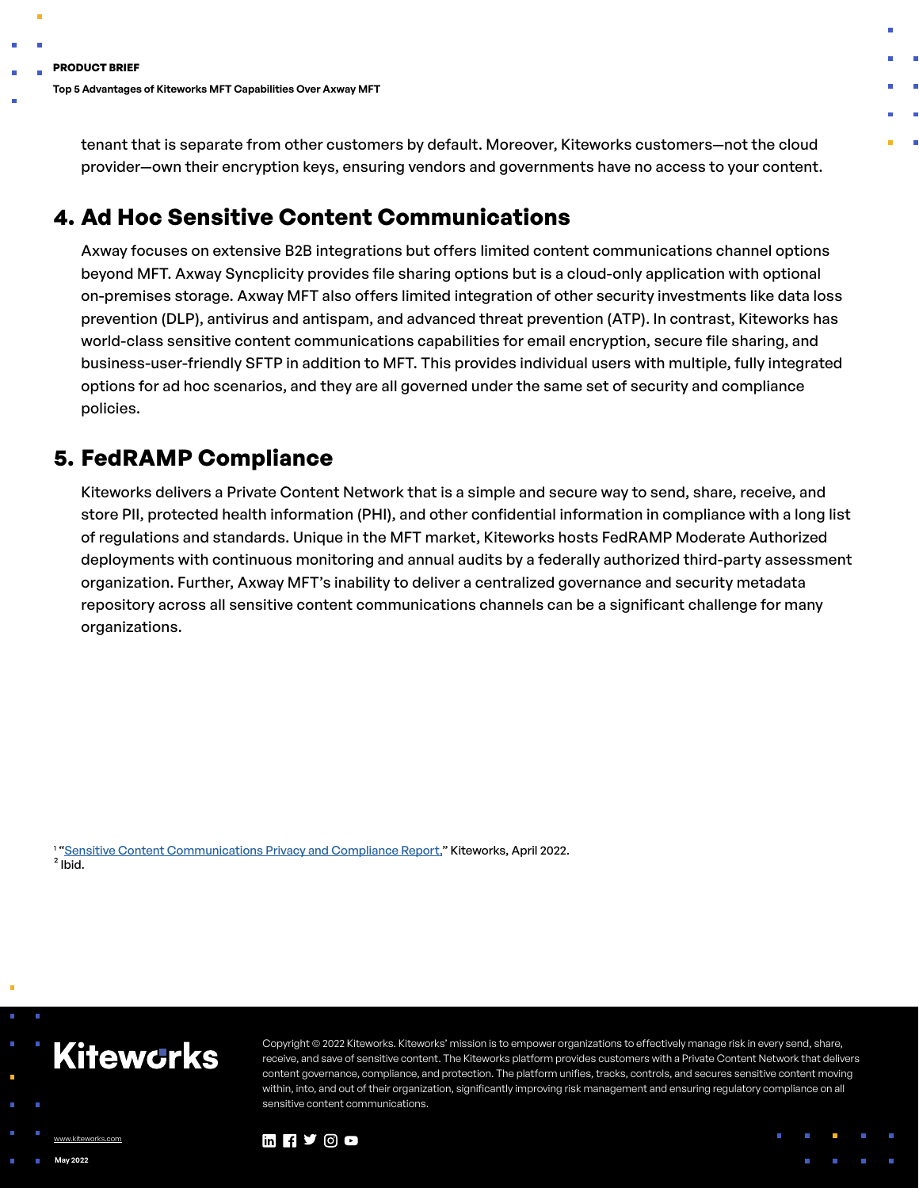tenant that is separate from other customers by default. Moreover, Kiteworks customers—not the cloud provider—own their encryption keys, ensuring vendors and governments have no access to your content.

## 4. Ad Hoc Sensitive Content Communications

Axway focuses on extensive B2B integrations but offers limited content communications channel options beyond MFT. Axway Syncplicity provides file sharing options but is a cloud-only application with optional on-premises storage. Axway MFT also offers limited integration of other security investments like data loss prevention (DLP), antivirus and antispam, and advanced threat prevention (ATP). In contrast, Kiteworks has world-class sensitive content communications capabilities for email encryption, secure file sharing, and business-user-friendly SFTP in addition to MFT. This provides individual users with multiple, fully integrated options for ad hoc scenarios, and they are all governed under the same set of security and compliance policies.

## 5. FedRAMP Compliance

Kiteworks delivers a Private Content Network that is a simple and secure way to send, share, receive, and store PII, protected health information (PHI), and other confidential information in compliance with a long list of regulations and standards. Unique in the MFT market, Kiteworks hosts FedRAMP Moderate Authorized deployments with continuous monitoring and annual audits by a federally authorized third-party assessment organization. Further, Axway MFT's inability to deliver a centralized governance and security metadata repository across all sensitive content communications channels can be a significant challenge for many organizations.

[1] "Sensitive Content Communications Privacy and Compliance Report," Kiteworks, April 2022.
[2] Ibid.

Kiteworks

Copyright © 2022 Kiteworks. Kiteworks' mission is to empower organizations to effectively manage risk in every send, share, receive, and save of sensitive content. The Kiteworks platform provides customers with a Private Content Network that delivers content governance, compliance, and protection. The platform unifies, tracks, controls, and secures sensitive content moving within, into, and out of their organization, significantly improving risk management and ensuring regulatory compliance on all sensitive content communications.

www.kiteworks.com

May 2022